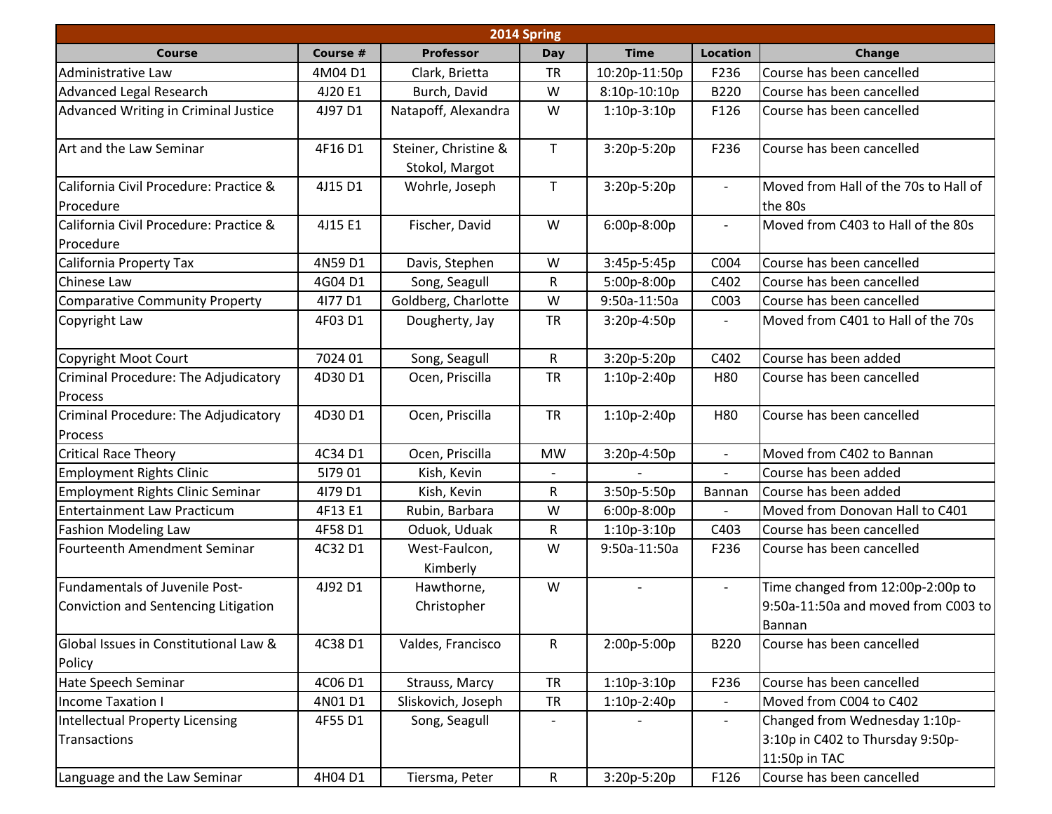| 2014 Spring | | | | | | |
|---|---|---|---|---|---|---|
| **Course** | **Course #** | **Professor** | **Day** | **Time** | **Location** | **Change** |
| Administrative Law | 4M04 D1 | Clark, Brietta | TR | 10:20p-11:50p | F236 | Course has been cancelled |
| Advanced Legal Research | 4J20 E1 | Burch, David | W | 8:10p-10:10p | B220 | Course has been cancelled |
| Advanced Writing in Criminal Justice | 4J97 D1 | Natapoff, Alexandra | W | 1:10p-3:10p | F126 | Course has been cancelled |
| Art and the Law Seminar | 4F16 D1 | Steiner, Christine & Stokol, Margot | T | 3:20p-5:20p | F236 | Course has been cancelled |
| California Civil Procedure: Practice & Procedure | 4J15 D1 | Wohrle, Joseph | T | 3:20p-5:20p | - | Moved from Hall of the 70s to Hall of the 80s |
| California Civil Procedure: Practice & Procedure | 4J15 E1 | Fischer, David | W | 6:00p-8:00p | - | Moved from C403 to Hall of the 80s |
| California Property Tax | 4N59 D1 | Davis, Stephen | W | 3:45p-5:45p | C004 | Course has been cancelled |
| Chinese Law | 4G04 D1 | Song, Seagull | R | 5:00p-8:00p | C402 | Course has been cancelled |
| Comparative Community Property | 4I77 D1 | Goldberg, Charlotte | W | 9:50a-11:50a | C003 | Course has been cancelled |
| Copyright Law | 4F03 D1 | Dougherty, Jay | TR | 3:20p-4:50p | - | Moved from C401 to Hall of the 70s |
| Copyright Moot Court | 7024 01 | Song, Seagull | R | 3:20p-5:20p | C402 | Course has been added |
| Criminal Procedure: The Adjudicatory Process | 4D30 D1 | Ocen, Priscilla | TR | 1:10p-2:40p | H80 | Course has been cancelled |
| Criminal Procedure: The Adjudicatory Process | 4D30 D1 | Ocen, Priscilla | TR | 1:10p-2:40p | H80 | Course has been cancelled |
| Critical Race Theory | 4C34 D1 | Ocen, Priscilla | MW | 3:20p-4:50p | - | Moved from C402 to Bannan |
| Employment Rights Clinic | 5I79 01 | Kish, Kevin | - | - | - | Course has been added |
| Employment Rights Clinic Seminar | 4I79 D1 | Kish, Kevin | R | 3:50p-5:50p | Bannan | Course has been added |
| Entertainment Law Practicum | 4F13 E1 | Rubin, Barbara | W | 6:00p-8:00p | - | Moved from Donovan Hall to C401 |
| Fashion Modeling Law | 4F58 D1 | Oduok, Uduak | R | 1:10p-3:10p | C403 | Course has been cancelled |
| Fourteenth Amendment Seminar | 4C32 D1 | West-Faulcon, Kimberly | W | 9:50a-11:50a | F236 | Course has been cancelled |
| Fundamentals of Juvenile Post-Conviction and Sentencing Litigation | 4J92 D1 | Hawthorne, Christopher | W | - | - | Time changed from 12:00p-2:00p to 9:50a-11:50a and moved from C003 to Bannan |
| Global Issues in Constitutional Law & Policy | 4C38 D1 | Valdes, Francisco | R | 2:00p-5:00p | B220 | Course has been cancelled |
| Hate Speech Seminar | 4C06 D1 | Strauss, Marcy | TR | 1:10p-3:10p | F236 | Course has been cancelled |
| Income Taxation I | 4N01 D1 | Sliskovich, Joseph | TR | 1:10p-2:40p | - | Moved from C004 to C402 |
| Intellectual Property Licensing Transactions | 4F55 D1 | Song, Seagull | - | - | - | Changed from Wednesday 1:10p-3:10p in C402 to Thursday 9:50p-11:50p in TAC |
| Language and the Law Seminar | 4H04 D1 | Tiersma, Peter | R | 3:20p-5:20p | F126 | Course has been cancelled |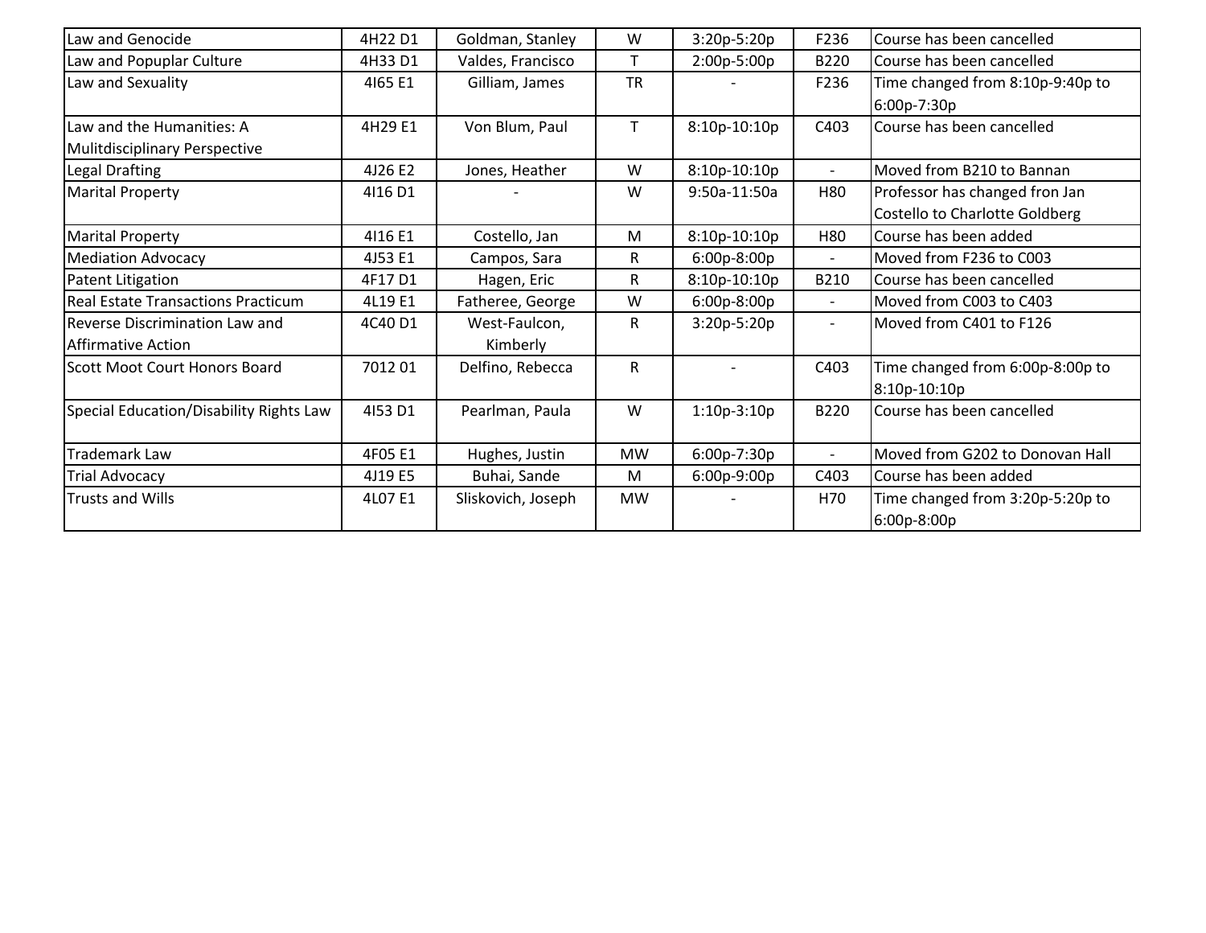| | | | | | | |
|---|---|---|---|---|---|---|
| Law and Genocide | 4H22 D1 | Goldman, Stanley | W | 3:20p-5:20p | F236 | Course has been cancelled |
| Law and Popuplar Culture | 4H33 D1 | Valdes, Francisco | T | 2:00p-5:00p | B220 | Course has been cancelled |
| Law and Sexuality | 4I65 E1 | Gilliam, James | TR | - | F236 | Time changed from 8:10p-9:40p to 6:00p-7:30p |
| Law and the Humanities: A Mulitdisciplinary Perspective | 4H29 E1 | Von Blum, Paul | T | 8:10p-10:10p | C403 | Course has been cancelled |
| Legal Drafting | 4J26 E2 | Jones, Heather | W | 8:10p-10:10p | - | Moved from B210 to Bannan |
| Marital Property | 4I16 D1 | - | W | 9:50a-11:50a | H80 | Professor has changed fron Jan Costello to Charlotte Goldberg |
| Marital Property | 4I16 E1 | Costello, Jan | M | 8:10p-10:10p | H80 | Course has been added |
| Mediation Advocacy | 4J53 E1 | Campos, Sara | R | 6:00p-8:00p | - | Moved from F236 to C003 |
| Patent Litigation | 4F17 D1 | Hagen, Eric | R | 8:10p-10:10p | B210 | Course has been cancelled |
| Real Estate Transactions Practicum | 4L19 E1 | Fatheree, George | W | 6:00p-8:00p | - | Moved from C003 to C403 |
| Reverse Discrimination Law and Affirmative Action | 4C40 D1 | West-Faulcon, Kimberly | R | 3:20p-5:20p | - | Moved from C401 to F126 |
| Scott Moot Court Honors Board | 7012 01 | Delfino, Rebecca | R | - | C403 | Time changed from 6:00p-8:00p to 8:10p-10:10p |
| Special Education/Disability Rights Law | 4I53 D1 | Pearlman, Paula | W | 1:10p-3:10p | B220 | Course has been cancelled |
| Trademark Law | 4F05 E1 | Hughes, Justin | MW | 6:00p-7:30p | - | Moved from G202 to Donovan Hall |
| Trial Advocacy | 4J19 E5 | Buhai, Sande | M | 6:00p-9:00p | C403 | Course has been added |
| Trusts and Wills | 4L07 E1 | Sliskovich, Joseph | MW | - | H70 | Time changed from 3:20p-5:20p to 6:00p-8:00p |